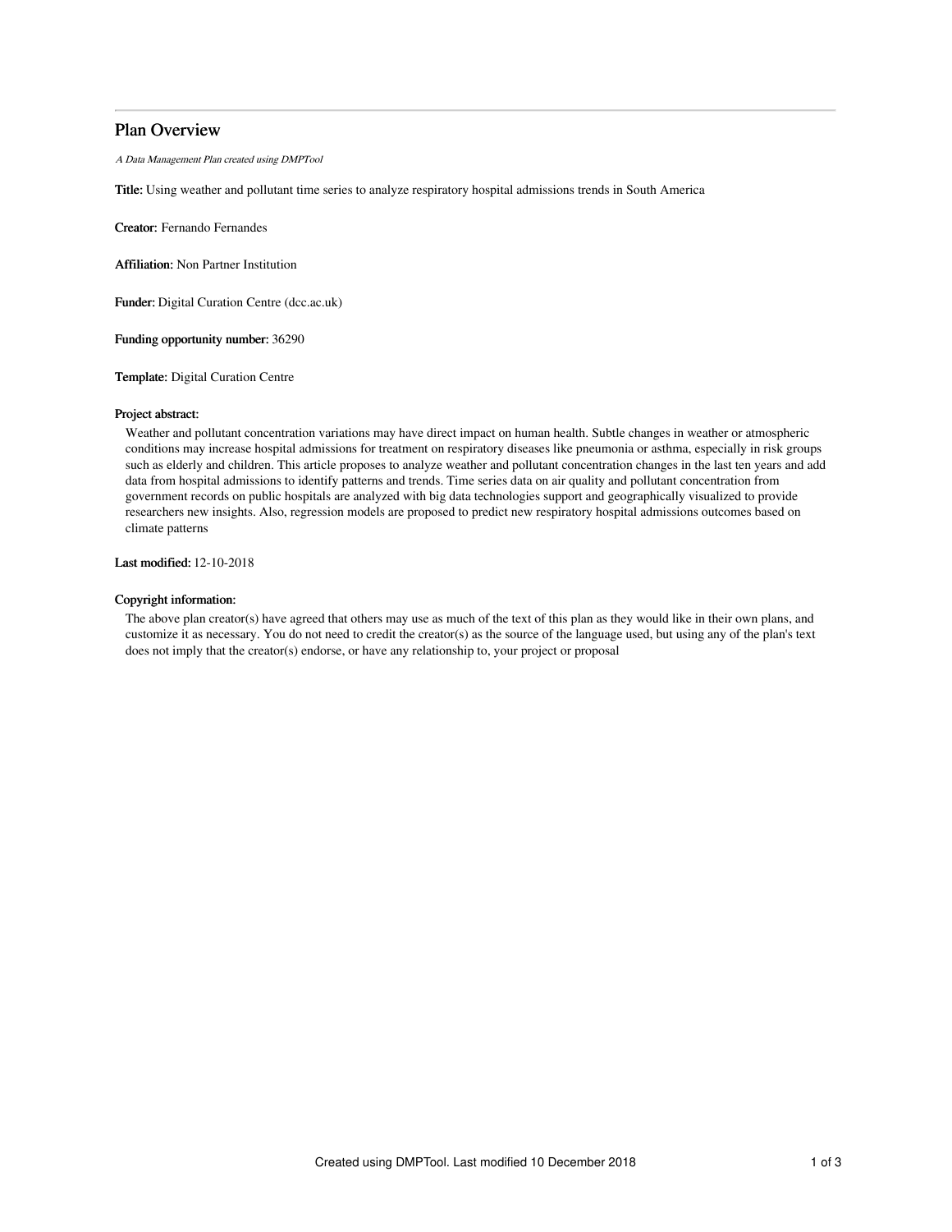# Plan Overview

*A Data Management Plan created using DMPTool*

**Title:** Using weather and pollutant time series to analyze respiratory hospital admissions trends in South America

**Creator:** Fernando Fernandes

**Affiliation:** Non Partner Institution

**Funder:** Digital Curation Centre (dcc.ac.uk)

**Funding opportunity number:** 36290

**Template:** Digital Curation Centre

**Project abstract:**

Weather and pollutant concentration variations may have direct impact on human health. Subtle changes in weather or atmospheric conditions may increase hospital admissions for treatment on respiratory diseases like pneumonia or asthma, especially in risk groups such as elderly and children. This article proposes to analyze weather and pollutant concentration changes in the last ten years and add data from hospital admissions to identify patterns and trends. Time series data on air quality and pollutant concentration from government records on public hospitals are analyzed with big data technologies support and geographically visualized to provide researchers new insights. Also, regression models are proposed to predict new respiratory hospital admissions outcomes based on climate patterns

**Last modified:** 12-10-2018

**Copyright information:**

The above plan creator(s) have agreed that others may use as much of the text of this plan as they would like in their own plans, and customize it as necessary. You do not need to credit the creator(s) as the source of the language used, but using any of the plan's text does not imply that the creator(s) endorse, or have any relationship to, your project or proposal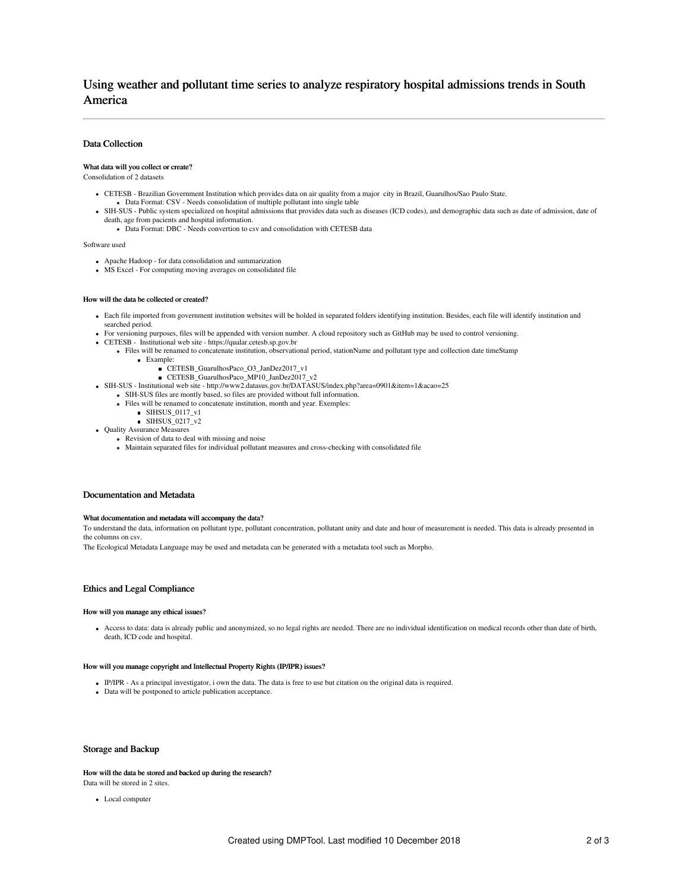# Using weather and pollutant time series to analyze respiratory hospital admissions trends in South America

## Data Collection

#### What data will you collect or create?

Consolidation of 2 datasets

- CETESB - Brazilian Government Institution which provides data on air quality from a major city in Brazil, Guarulhos/Sao Paulo State.
  - Data Format: CSV - Needs consolidation of multiple pollutant into single table
- SIH-SUS - Public system specialized on hospital admissions that provides data such as diseases (ICD codes), and demographic data such as date of admission, date of death, age from pacients and hospital information.
  - Data Format: DBC - Needs convertion to csv and consolidation with CETESB data

Software used

- Apache Hadoop - for data consolidation and summarization
- MS Excel - For computing moving averages on consolidated file

#### How will the data be collected or created?

- Each file imported from government institution websites will be holded in separated folders identifying institution. Besides, each file will identify institution and searched period.
- For versioning purposes, files will be appended with version number. A cloud repository such as GitHub may be used to control versioning.
- CETESB - Institutional web site - https://qualar.cetesb.sp.gov.br
  - Files will be renamed to concatenate institution, observational period, stationName and pollutant type and collection date timeStamp
    - Example:
      - CETESB_GuarulhosPaco_O3_JanDez2017_v1
      - CETESB_GuarulhosPaco_MP10_JanDez2017_v2
- SIH-SUS - Institutional web site - http://www2.datasus.gov.br/DATASUS/index.php?area=0901&item=1&acao=25
  - SIH-SUS files are montly based, so files are provided without full information.
  - Files will be renamed to concatenate institution, month and year. Exemples:
    - SIHSUS_0117_v1
    - SIHSUS_0217_v2
- Quality Assurance Measures
  - Revision of data to deal with missing and noise
  - Maintain separated files for individual pollutant measures and cross-checking with consolidated file

## Documentation and Metadata

#### What documentation and metadata will accompany the data?

To understand the data, information on pollutant type, pollutant concentration, pollutant unity and date and hour of measurement is needed. This data is already presented in the columns on csv.

The Ecological Metadata Language may be used and metadata can be generated with a metadata tool such as Morpho.

## Ethics and Legal Compliance

#### How will you manage any ethical issues?

- Access to data: data is already public and anonymized, so no legal rights are needed. There are no individual identification on medical records other than date of birth, death, ICD code and hospital.

#### How will you manage copyright and Intellectual Property Rights (IP/IPR) issues?

- IP/IPR - As a principal investigator, i own the data. The data is free to use but citation on the original data is required.
- Data will be postponed to article publication acceptance.

## Storage and Backup

#### How will the data be stored and backed up during the research?

Data will be stored in 2 sites.

- Local computer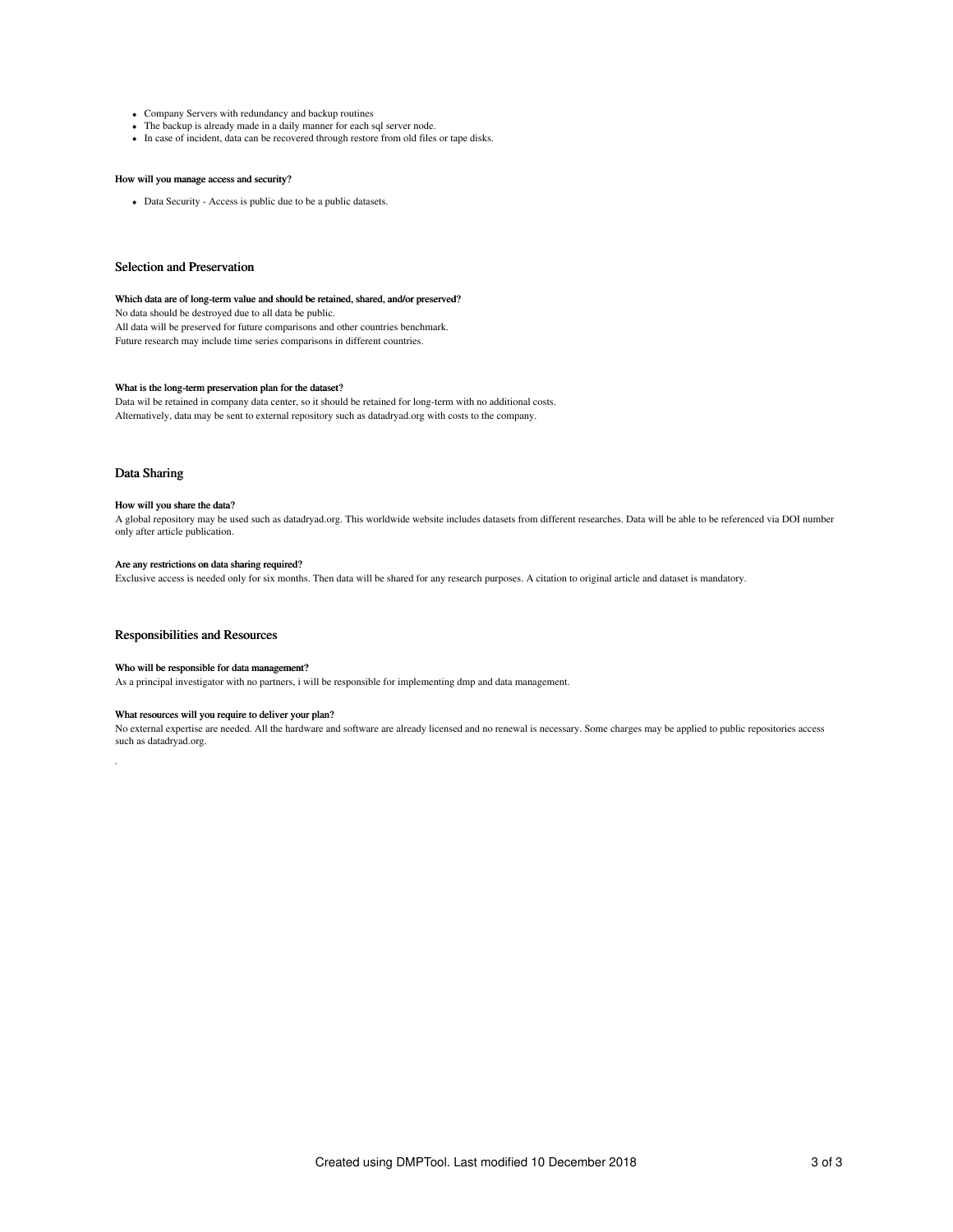- Company Servers with redundancy and backup routines
- The backup is already made in a daily manner for each sql server node.
- In case of incident, data can be recovered through restore from old files or tape disks.

#### How will you manage access and security?

- Data Security - Access is public due to be a public datasets.

### Selection and Preservation

#### Which data are of long-term value and should be retained, shared, and/or preserved?

No data should be destroyed due to all data be public.
All data will be preserved for future comparisons and other countries benchmark.
Future research may include time series comparisons in different countries.

#### What is the long-term preservation plan for the dataset?

Data wil be retained in company data center, so it should be retained for long-term with no additional costs.
Alternatively, data may be sent to external repository such as datadryad.org with costs to the company.

### Data Sharing

#### How will you share the data?

A global repository may be used such as datadryad.org. This worldwide website includes datasets from different researches. Data will be able to be referenced via DOI number only after article publication.

#### Are any restrictions on data sharing required?

Exclusive access is needed only for six months. Then data will be shared for any research purposes. A citation to original article and dataset is mandatory.

### Responsibilities and Resources

#### Who will be responsible for data management?

As a principal investigator with no partners, i will be responsible for implementing dmp and data management.

#### What resources will you require to deliver your plan?

No external expertise are needed. All the hardware and software are already licensed and no renewal is necessary. Some charges may be applied to public repositories access such as datadryad.org.